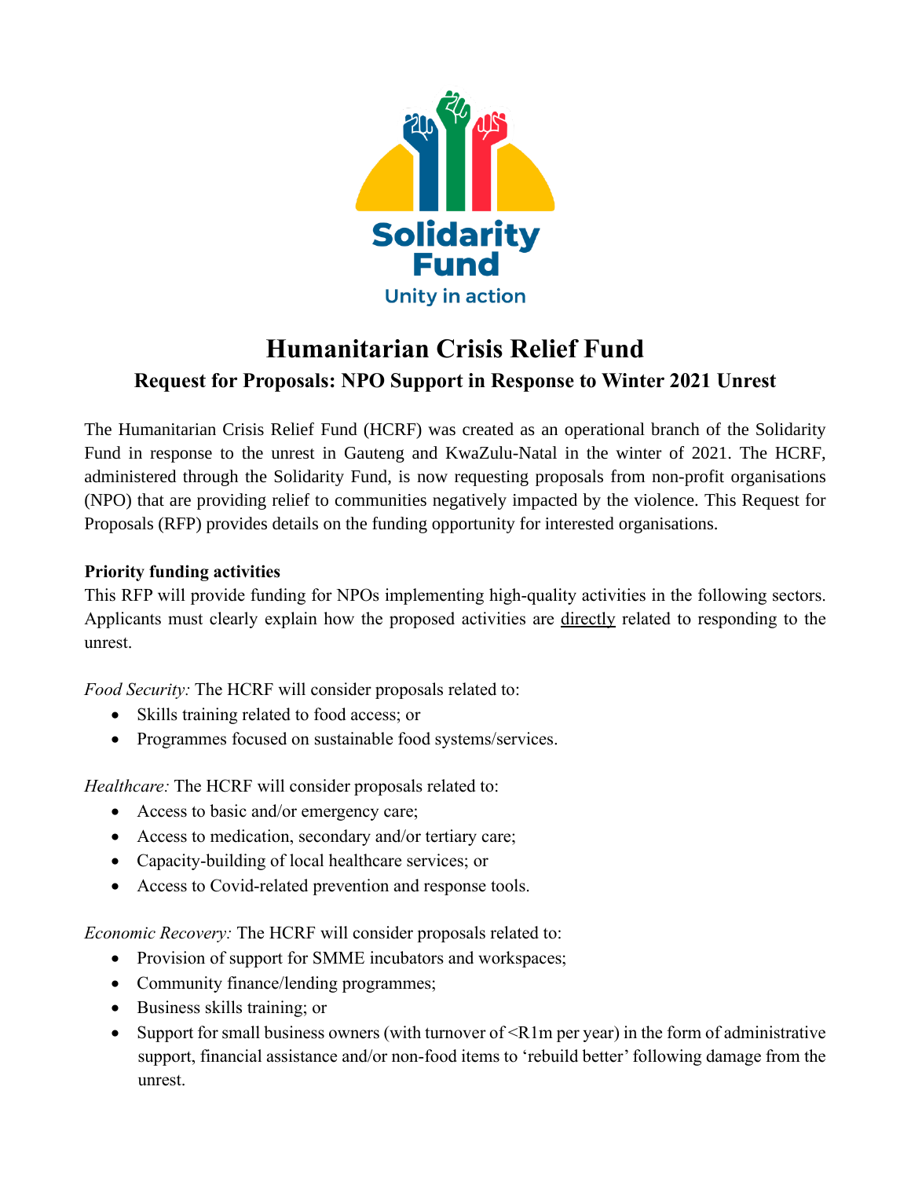# Humanitarian Crisis Relief Fund

## Request for Proposals: NPO Support in Response to Winter 2021 Unrest

The Humanitarian Crisis Relief Fund (HCRF) was created as an operational branch of the Solidarity Fund in response to the unrest in Gauteng and KwaZulu-Natal in the winter of 2021. The HCRF, administered through the Solidarity Fund, is now requesting proposals from non-profit organisations (NPO) that are providing relief to communities negatively impacted by the violence. This Request for Proposals (RFP) provides details on the funding opportunity for interested organisations.

**Priority funding activities**

This RFP will provide funding for NPOs implementing high-quality activities in the following sectors. Applicants must clearly explain how the proposed activities are directly related to responding to the unrest.

*Food Security:* The HCRF will consider proposals related to:

- Skills training related to food access; or
- Programmes focused on sustainable food systems/services.

*Healthcare:* The HCRF will consider proposals related to:

- Access to basic and/or emergency care;
- Access to medication, secondary and/or tertiary care;
- Capacity-building of local healthcare services; or
- Access to Covid-related prevention and response tools.

*Economic Recovery:* The HCRF will consider proposals related to:

- Provision of support for SMME incubators and workspaces;
- Community finance/lending programmes;
- Business skills training; or
- Support for small business owners (with turnover of <R1m per year) in the form of administrative support, financial assistance and/or non-food items to 'rebuild better' following damage from the unrest.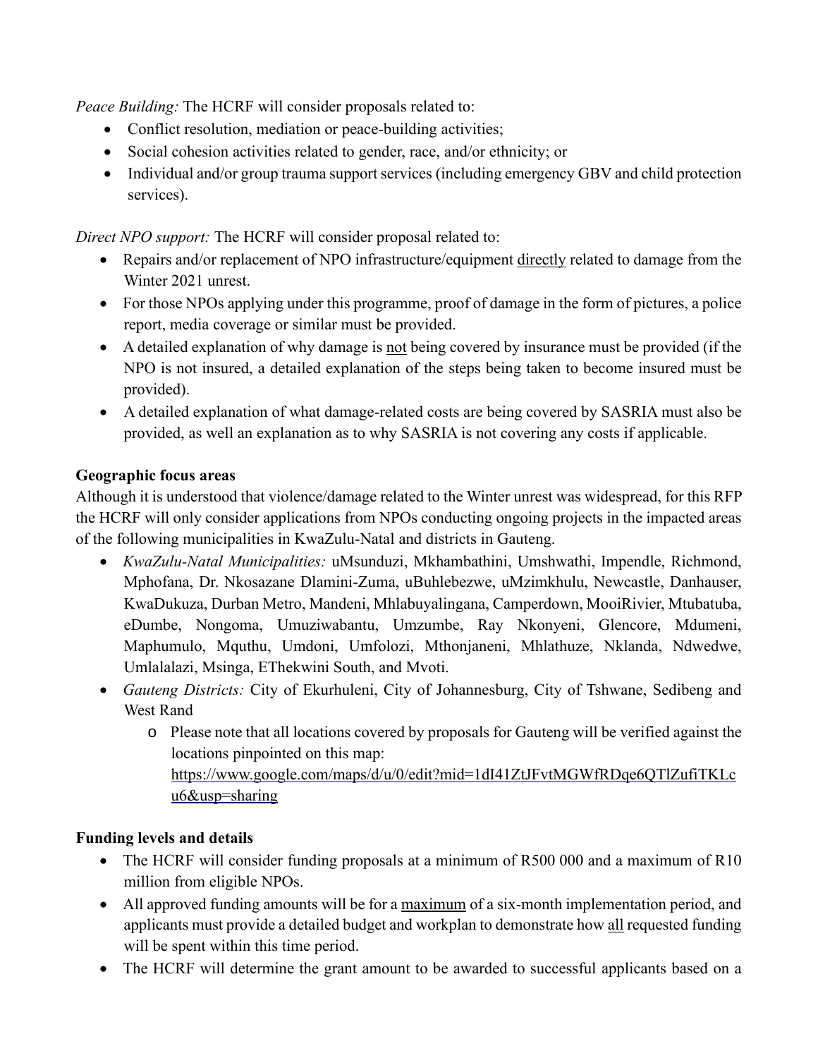*Peace Building:* The HCRF will consider proposals related to:

- Conflict resolution, mediation or peace-building activities;
- Social cohesion activities related to gender, race, and/or ethnicity; or
- Individual and/or group trauma support services (including emergency GBV and child protection services).

*Direct NPO support:* The HCRF will consider proposal related to:

- Repairs and/or replacement of NPO infrastructure/equipment directly related to damage from the Winter 2021 unrest.
- For those NPOs applying under this programme, proof of damage in the form of pictures, a police report, media coverage or similar must be provided.
- A detailed explanation of why damage is not being covered by insurance must be provided (if the NPO is not insured, a detailed explanation of the steps being taken to become insured must be provided).
- A detailed explanation of what damage-related costs are being covered by SASRIA must also be provided, as well an explanation as to why SASRIA is not covering any costs if applicable.

**Geographic focus areas**

Although it is understood that violence/damage related to the Winter unrest was widespread, for this RFP the HCRF will only consider applications from NPOs conducting ongoing projects in the impacted areas of the following municipalities in KwaZulu-Natal and districts in Gauteng.

- *KwaZulu-Natal Municipalities:* uMsunduzi, Mkhambathini, Umshwathi, Impendle, Richmond, Mphofana, Dr. Nkosazane Dlamini-Zuma, uBuhlebezwe, uMzimkhulu, Newcastle, Danhauser, KwaDukuza, Durban Metro, Mandeni, Mhlabuyalingana, Camperdown, MooiRivier, Mtubatuba, eDumbe, Nongoma, Umuziwabantu, Umzumbe, Ray Nkonyeni, Glencore, Mdumeni, Maphumulo, Mquthu, Umdoni, Umfolozi, Mthonjaneni, Mhlathuze, Nklanda, Ndwedwe, Umlalalazi, Msinga, EThekwini South, and Mvoti.
- *Gauteng Districts:* City of Ekurhuleni, City of Johannesburg, City of Tshwane, Sedibeng and West Rand
  - Please note that all locations covered by proposals for Gauteng will be verified against the locations pinpointed on this map: https://www.google.com/maps/d/u/0/edit?mid=1dI41ZtJFvtMGWfRDqe6QTlZufiTKLcu6&usp=sharing

**Funding levels and details**

- The HCRF will consider funding proposals at a minimum of R500 000 and a maximum of R10 million from eligible NPOs.
- All approved funding amounts will be for a maximum of a six-month implementation period, and applicants must provide a detailed budget and workplan to demonstrate how all requested funding will be spent within this time period.
- The HCRF will determine the grant amount to be awarded to successful applicants based on a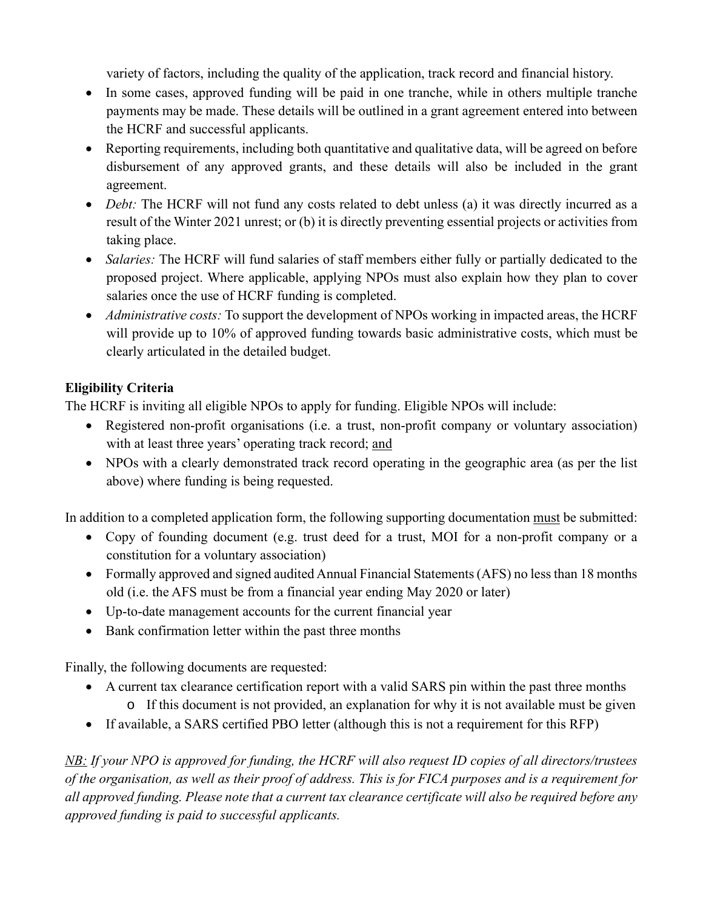variety of factors, including the quality of the application, track record and financial history.

- In some cases, approved funding will be paid in one tranche, while in others multiple tranche payments may be made. These details will be outlined in a grant agreement entered into between the HCRF and successful applicants.
- Reporting requirements, including both quantitative and qualitative data, will be agreed on before disbursement of any approved grants, and these details will also be included in the grant agreement.
- *Debt:* The HCRF will not fund any costs related to debt unless (a) it was directly incurred as a result of the Winter 2021 unrest; or (b) it is directly preventing essential projects or activities from taking place.
- *Salaries:* The HCRF will fund salaries of staff members either fully or partially dedicated to the proposed project. Where applicable, applying NPOs must also explain how they plan to cover salaries once the use of HCRF funding is completed.
- *Administrative costs:* To support the development of NPOs working in impacted areas, the HCRF will provide up to 10% of approved funding towards basic administrative costs, which must be clearly articulated in the detailed budget.

**Eligibility Criteria**

The HCRF is inviting all eligible NPOs to apply for funding. Eligible NPOs will include:

- Registered non-profit organisations (i.e. a trust, non-profit company or voluntary association) with at least three years' operating track record; <u>and</u>
- NPOs with a clearly demonstrated track record operating in the geographic area (as per the list above) where funding is being requested.

In addition to a completed application form, the following supporting documentation <u>must</u> be submitted:

- Copy of founding document (e.g. trust deed for a trust, MOI for a non-profit company or a constitution for a voluntary association)
- Formally approved and signed audited Annual Financial Statements (AFS) no less than 18 months old (i.e. the AFS must be from a financial year ending May 2020 or later)
- Up-to-date management accounts for the current financial year
- Bank confirmation letter within the past three months

Finally, the following documents are requested:

- A current tax clearance certification report with a valid SARS pin within the past three months
  - If this document is not provided, an explanation for why it is not available must be given
- If available, a SARS certified PBO letter (although this is not a requirement for this RFP)

*<u>NB:</u> If your NPO is approved for funding, the HCRF will also request ID copies of all directors/trustees of the organisation, as well as their proof of address. This is for FICA purposes and is a requirement for all approved funding. Please note that a current tax clearance certificate will also be required before any approved funding is paid to successful applicants.*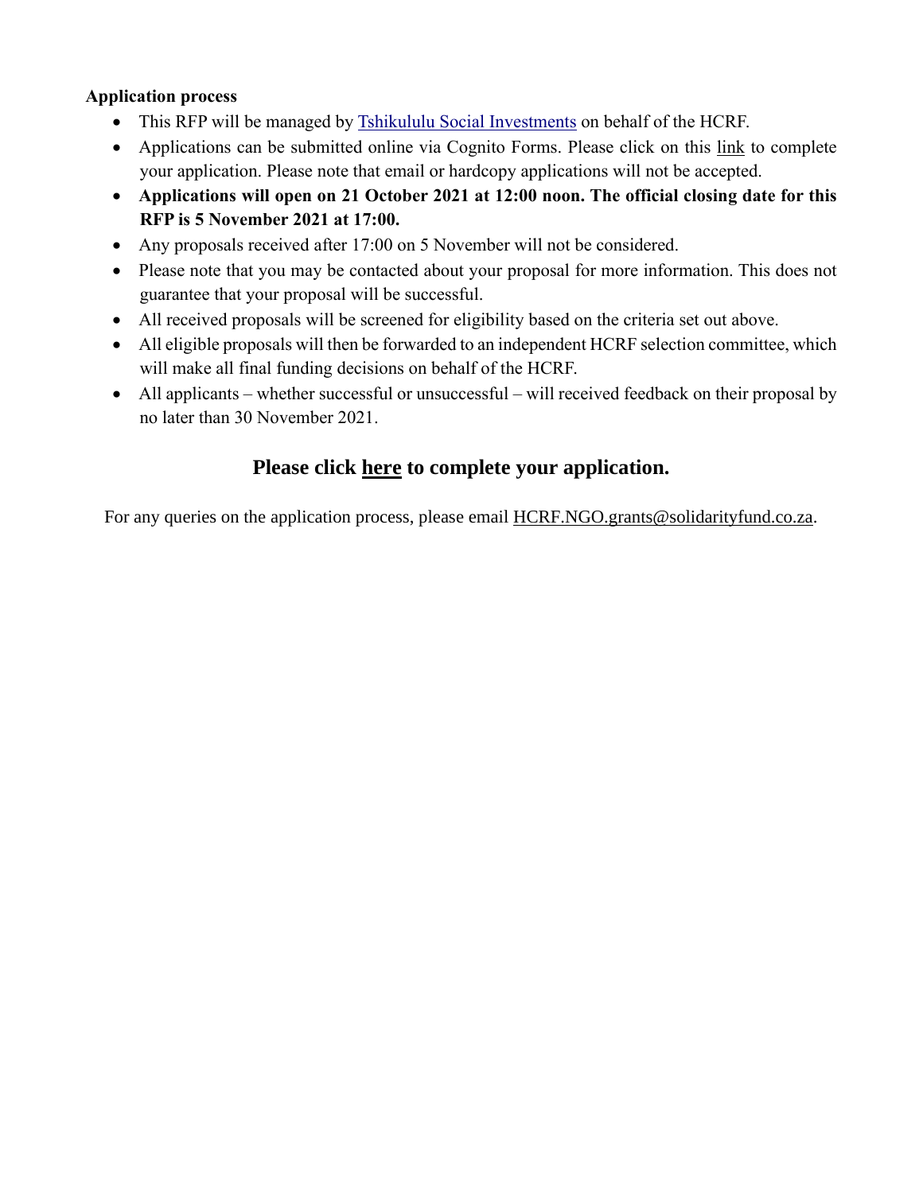**Application process**

- This RFP will be managed by Tshikululu Social Investments on behalf of the HCRF.
- Applications can be submitted online via Cognito Forms. Please click on this link to complete your application. Please note that email or hardcopy applications will not be accepted.
- **Applications will open on 21 October 2021 at 12:00 noon. The official closing date for this RFP is 5 November 2021 at 17:00.**
- Any proposals received after 17:00 on 5 November will not be considered.
- Please note that you may be contacted about your proposal for more information. This does not guarantee that your proposal will be successful.
- All received proposals will be screened for eligibility based on the criteria set out above.
- All eligible proposals will then be forwarded to an independent HCRF selection committee, which will make all final funding decisions on behalf of the HCRF.
- All applicants – whether successful or unsuccessful – will received feedback on their proposal by no later than 30 November 2021.

## Please click here to complete your application.

For any queries on the application process, please email HCRF.NGO.grants@solidarityfund.co.za.